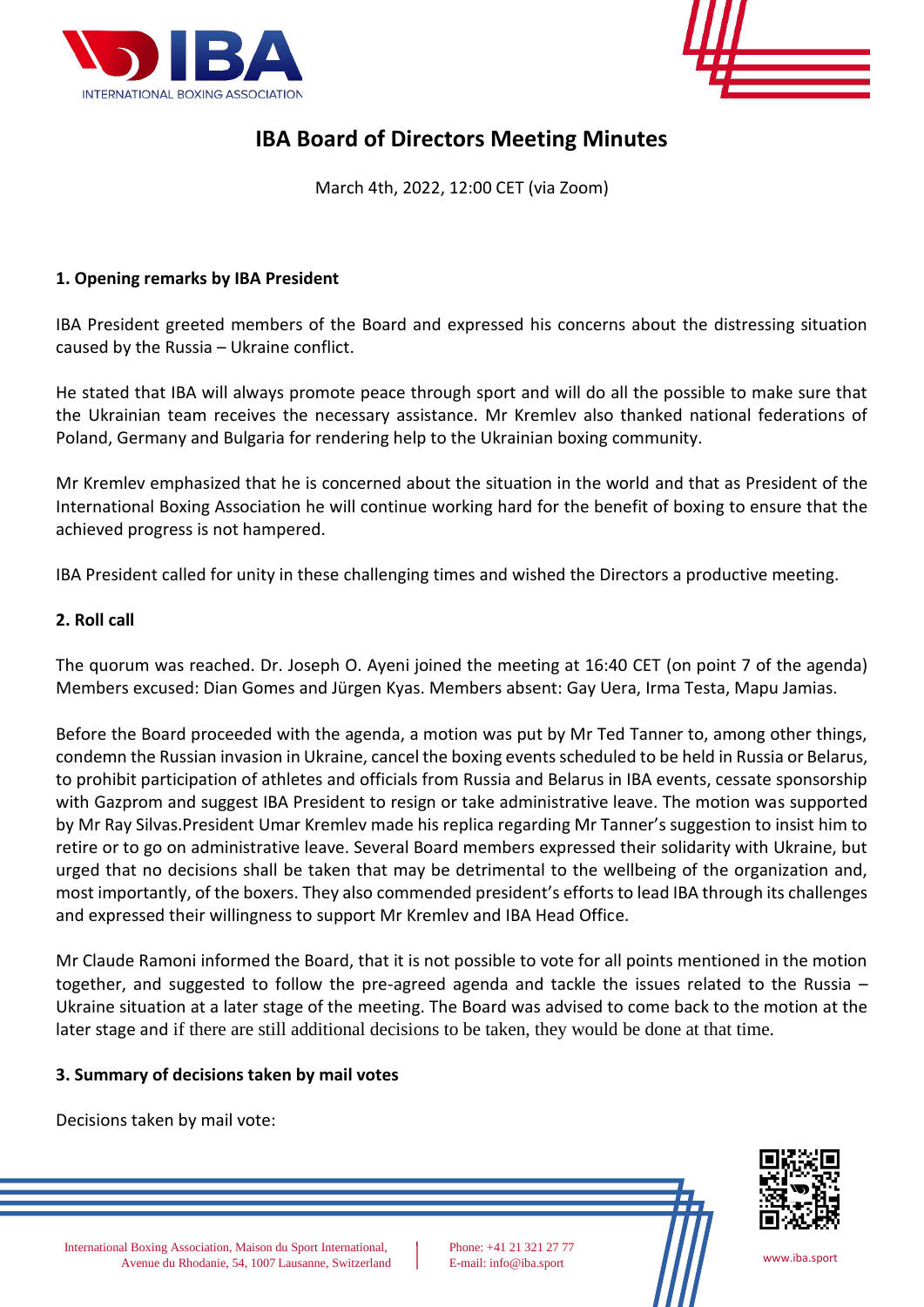# IBA Board of Directors Meeting Minutes

March 4th, 2022, 12:00 CET (via Zoom)

## 1. Opening remarks by IBA President

IBA President greeted members of the Board and expressed his concerns about the distressing situation caused by the Russia – Ukraine conflict.

He stated that IBA will always promote peace through sport and will do all the possible to make sure that the Ukrainian team receives the necessary assistance. Mr Kremlev also thanked national federations of Poland, Germany and Bulgaria for rendering help to the Ukrainian boxing community.

Mr Kremlev emphasized that he is concerned about the situation in the world and that as President of the International Boxing Association he will continue working hard for the benefit of boxing to ensure that the achieved progress is not hampered.

IBA President called for unity in these challenging times and wished the Directors a productive meeting.

## 2. Roll call

The quorum was reached. Dr. Joseph O. Ayeni joined the meeting at 16:40 CET (on point 7 of the agenda) Members excused: Dian Gomes and Jürgen Kyas. Members absent: Gay Uera, Irma Testa, Mapu Jamias.

Before the Board proceeded with the agenda, a motion was put by Mr Ted Tanner to, among other things, condemn the Russian invasion in Ukraine, cancel the boxing events scheduled to be held in Russia or Belarus, to prohibit participation of athletes and officials from Russia and Belarus in IBA events, cessate sponsorship with Gazprom and suggest IBA President to resign or take administrative leave. The motion was supported by Mr Ray Silvas.President Umar Kremlev made his replica regarding Mr Tanner's suggestion to insist him to retire or to go on administrative leave. Several Board members expressed their solidarity with Ukraine, but urged that no decisions shall be taken that may be detrimental to the wellbeing of the organization and, most importantly, of the boxers. They also commended president's efforts to lead IBA through its challenges and expressed their willingness to support Mr Kremlev and IBA Head Office.

Mr Claude Ramoni informed the Board, that it is not possible to vote for all points mentioned in the motion together, and suggested to follow the pre-agreed agenda and tackle the issues related to the Russia – Ukraine situation at a later stage of the meeting. The Board was advised to come back to the motion at the later stage and if there are still additional decisions to be taken, they would be done at that time.

## 3. Summary of decisions taken by mail votes

Decisions taken by mail vote: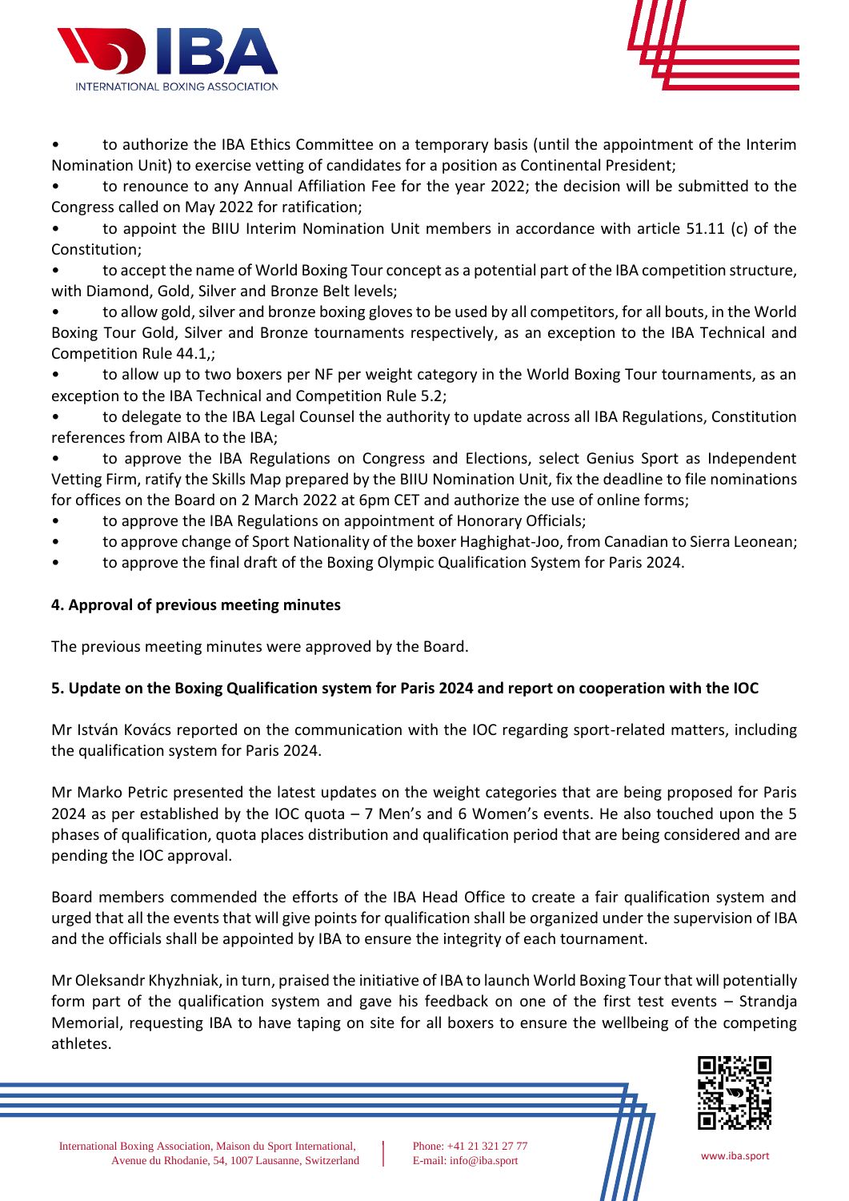- to authorize the IBA Ethics Committee on a temporary basis (until the appointment of the Interim Nomination Unit) to exercise vetting of candidates for a position as Continental President;
- to renounce to any Annual Affiliation Fee for the year 2022; the decision will be submitted to the Congress called on May 2022 for ratification;
- to appoint the BIIU Interim Nomination Unit members in accordance with article 51.11 (c) of the Constitution;
- to accept the name of World Boxing Tour concept as a potential part of the IBA competition structure, with Diamond, Gold, Silver and Bronze Belt levels;
- to allow gold, silver and bronze boxing gloves to be used by all competitors, for all bouts, in the World Boxing Tour Gold, Silver and Bronze tournaments respectively, as an exception to the IBA Technical and Competition Rule 44.1,;
- to allow up to two boxers per NF per weight category in the World Boxing Tour tournaments, as an exception to the IBA Technical and Competition Rule 5.2;
- to delegate to the IBA Legal Counsel the authority to update across all IBA Regulations, Constitution references from AIBA to the IBA;
- to approve the IBA Regulations on Congress and Elections, select Genius Sport as Independent Vetting Firm, ratify the Skills Map prepared by the BIIU Nomination Unit, fix the deadline to file nominations for offices on the Board on 2 March 2022 at 6pm CET and authorize the use of online forms;
- to approve the IBA Regulations on appointment of Honorary Officials;
- to approve change of Sport Nationality of the boxer Haghighat-Joo, from Canadian to Sierra Leonean;
- to approve the final draft of the Boxing Olympic Qualification System for Paris 2024.

**4. Approval of previous meeting minutes**

The previous meeting minutes were approved by the Board.

**5. Update on the Boxing Qualification system for Paris 2024 and report on cooperation with the IOC**

Mr István Kovács reported on the communication with the IOC regarding sport-related matters, including the qualification system for Paris 2024.

Mr Marko Petric presented the latest updates on the weight categories that are being proposed for Paris 2024 as per established by the IOC quota – 7 Men's and 6 Women's events. He also touched upon the 5 phases of qualification, quota places distribution and qualification period that are being considered and are pending the IOC approval.

Board members commended the efforts of the IBA Head Office to create a fair qualification system and urged that all the events that will give points for qualification shall be organized under the supervision of IBA and the officials shall be appointed by IBA to ensure the integrity of each tournament.

Mr Oleksandr Khyzhniak, in turn, praised the initiative of IBA to launch World Boxing Tour that will potentially form part of the qualification system and gave his feedback on one of the first test events – Strandja Memorial, requesting IBA to have taping on site for all boxers to ensure the wellbeing of the competing athletes.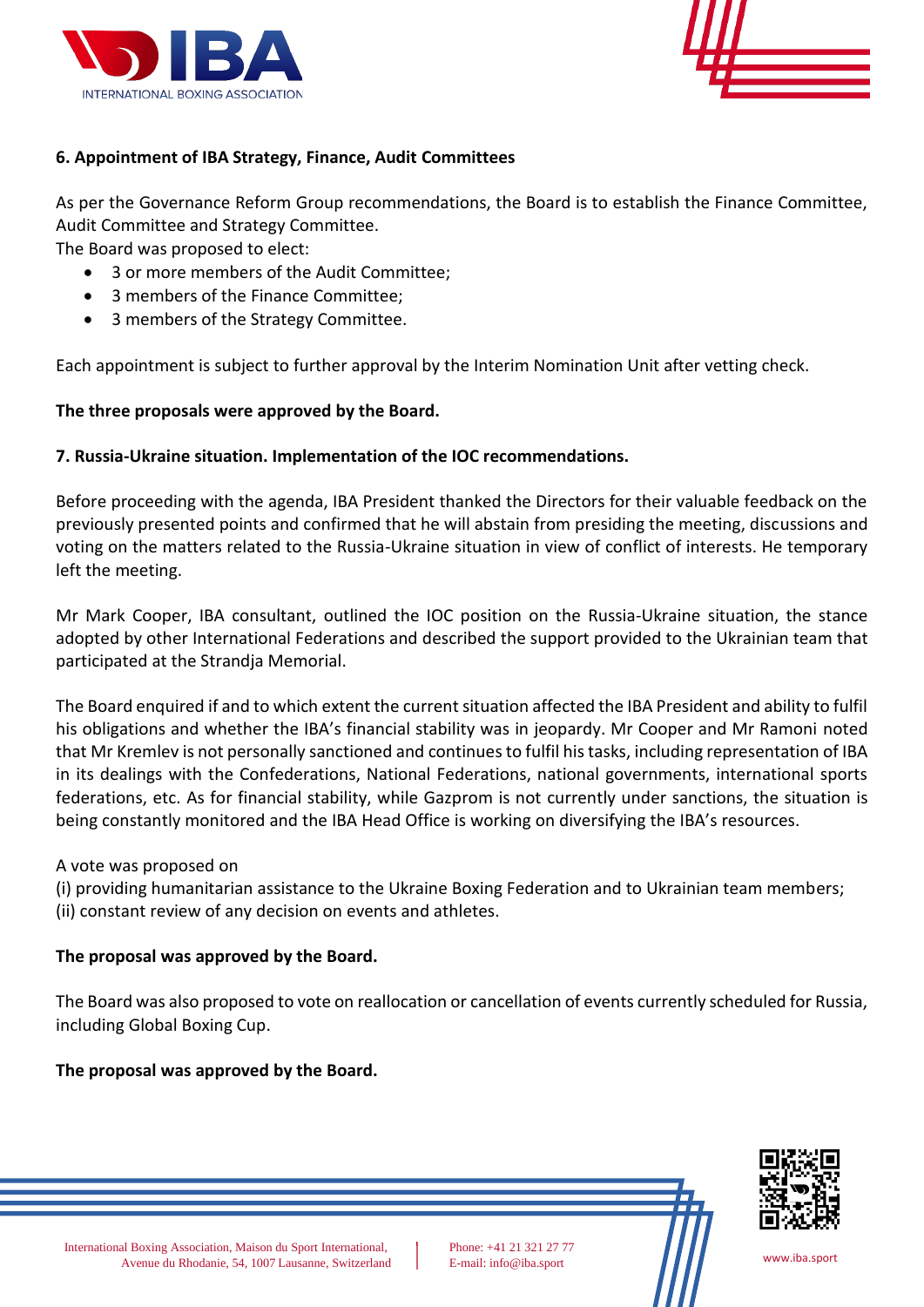### 6. Appointment of IBA Strategy, Finance, Audit Committees

As per the Governance Reform Group recommendations, the Board is to establish the Finance Committee, Audit Committee and Strategy Committee.
The Board was proposed to elect:

- 3 or more members of the Audit Committee;
- 3 members of the Finance Committee;
- 3 members of the Strategy Committee.

Each appointment is subject to further approval by the Interim Nomination Unit after vetting check.

**The three proposals were approved by the Board.**

### 7. Russia-Ukraine situation. Implementation of the IOC recommendations.

Before proceeding with the agenda, IBA President thanked the Directors for their valuable feedback on the previously presented points and confirmed that he will abstain from presiding the meeting, discussions and voting on the matters related to the Russia-Ukraine situation in view of conflict of interests. He temporary left the meeting.

Mr Mark Cooper, IBA consultant, outlined the IOC position on the Russia-Ukraine situation, the stance adopted by other International Federations and described the support provided to the Ukrainian team that participated at the Strandja Memorial.

The Board enquired if and to which extent the current situation affected the IBA President and ability to fulfil his obligations and whether the IBA's financial stability was in jeopardy. Mr Cooper and Mr Ramoni noted that Mr Kremlev is not personally sanctioned and continues to fulfil his tasks, including representation of IBA in its dealings with the Confederations, National Federations, national governments, international sports federations, etc. As for financial stability, while Gazprom is not currently under sanctions, the situation is being constantly monitored and the IBA Head Office is working on diversifying the IBA's resources.

A vote was proposed on
(i) providing humanitarian assistance to the Ukraine Boxing Federation and to Ukrainian team members;
(ii) constant review of any decision on events and athletes.

**The proposal was approved by the Board.**

The Board was also proposed to vote on reallocation or cancellation of events currently scheduled for Russia, including Global Boxing Cup.

**The proposal was approved by the Board.**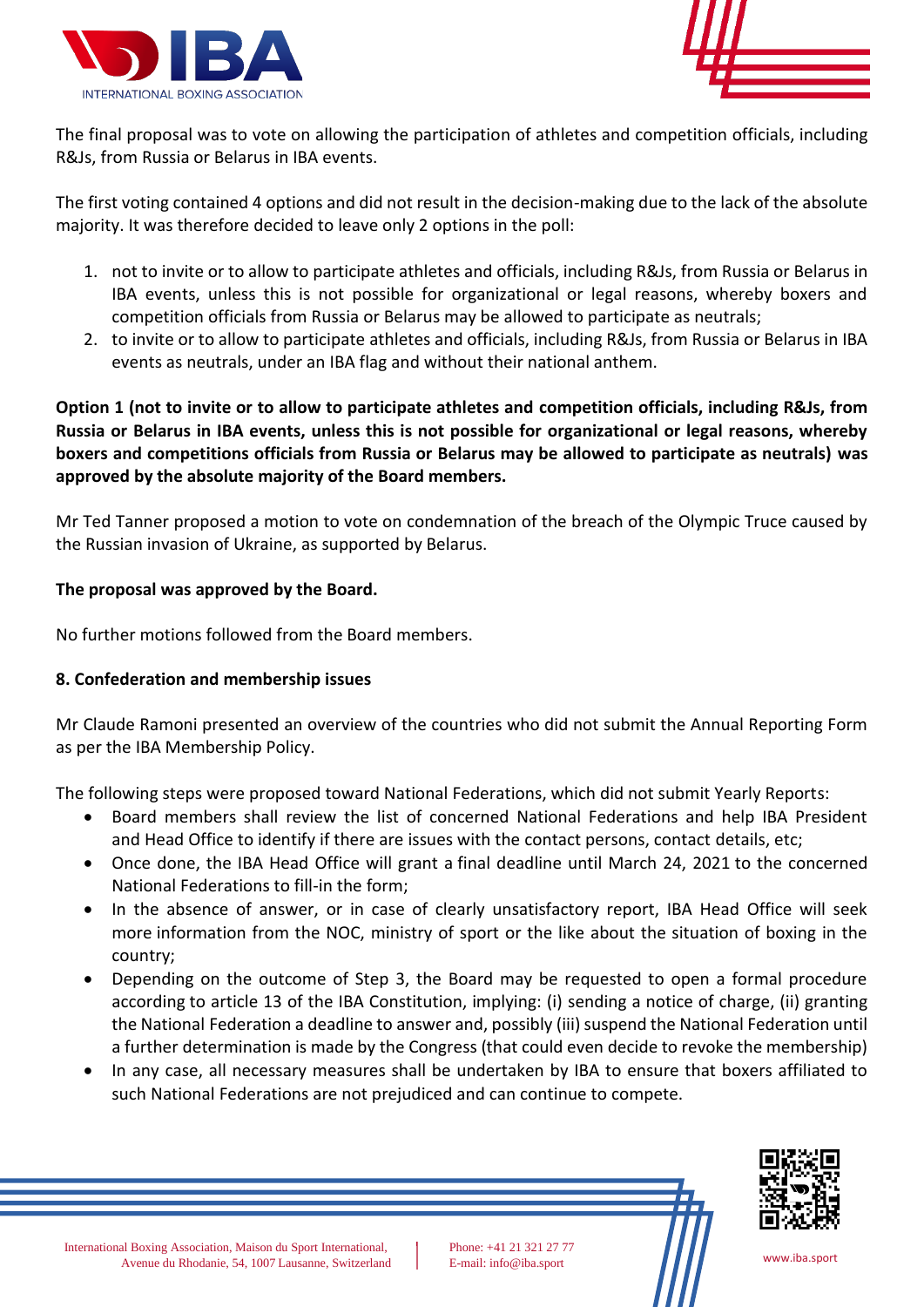The final proposal was to vote on allowing the participation of athletes and competition officials, including R&Js, from Russia or Belarus in IBA events.

The first voting contained 4 options and did not result in the decision-making due to the lack of the absolute majority. It was therefore decided to leave only 2 options in the poll:

1. not to invite or to allow to participate athletes and officials, including R&Js, from Russia or Belarus in IBA events, unless this is not possible for organizational or legal reasons, whereby boxers and competition officials from Russia or Belarus may be allowed to participate as neutrals;
2. to invite or to allow to participate athletes and officials, including R&Js, from Russia or Belarus in IBA events as neutrals, under an IBA flag and without their national anthem.

**Option 1 (not to invite or to allow to participate athletes and competition officials, including R&Js, from Russia or Belarus in IBA events, unless this is not possible for organizational or legal reasons, whereby boxers and competitions officials from Russia or Belarus may be allowed to participate as neutrals) was approved by the absolute majority of the Board members.**

Mr Ted Tanner proposed a motion to vote on condemnation of the breach of the Olympic Truce caused by the Russian invasion of Ukraine, as supported by Belarus.

**The proposal was approved by the Board.**

No further motions followed from the Board members.

## 8. Confederation and membership issues

Mr Claude Ramoni presented an overview of the countries who did not submit the Annual Reporting Form as per the IBA Membership Policy.

The following steps were proposed toward National Federations, which did not submit Yearly Reports:

- Board members shall review the list of concerned National Federations and help IBA President and Head Office to identify if there are issues with the contact persons, contact details, etc;
- Once done, the IBA Head Office will grant a final deadline until March 24, 2021 to the concerned National Federations to fill-in the form;
- In the absence of answer, or in case of clearly unsatisfactory report, IBA Head Office will seek more information from the NOC, ministry of sport or the like about the situation of boxing in the country;
- Depending on the outcome of Step 3, the Board may be requested to open a formal procedure according to article 13 of the IBA Constitution, implying: (i) sending a notice of charge, (ii) granting the National Federation a deadline to answer and, possibly (iii) suspend the National Federation until a further determination is made by the Congress (that could even decide to revoke the membership)
- In any case, all necessary measures shall be undertaken by IBA to ensure that boxers affiliated to such National Federations are not prejudiced and can continue to compete.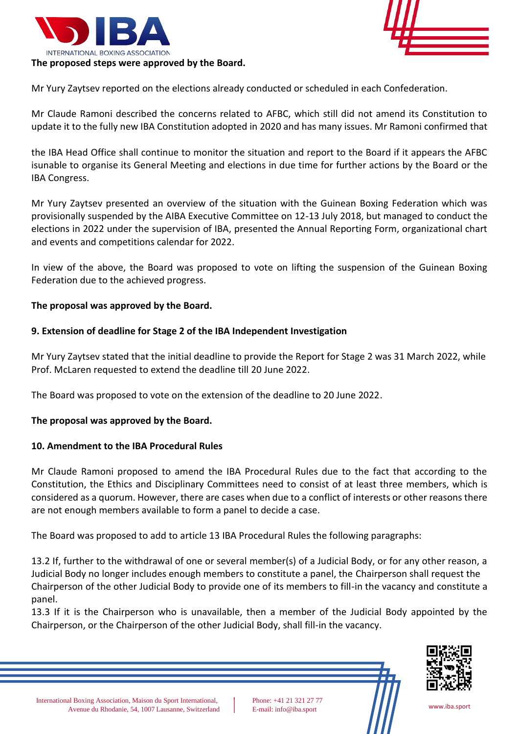**The proposed steps were approved by the Board.**

Mr Yury Zaytsev reported on the elections already conducted or scheduled in each Confederation.

Mr Claude Ramoni described the concerns related to AFBC, which still did not amend its Constitution to update it to the fully new IBA Constitution adopted in 2020 and has many issues. Mr Ramoni confirmed that

the IBA Head Office shall continue to monitor the situation and report to the Board if it appears the AFBC isunable to organise its General Meeting and elections in due time for further actions by the Board or the IBA Congress.

Mr Yury Zaytsev presented an overview of the situation with the Guinean Boxing Federation which was provisionally suspended by the AIBA Executive Committee on 12-13 July 2018, but managed to conduct the elections in 2022 under the supervision of IBA, presented the Annual Reporting Form, organizational chart and events and competitions calendar for 2022.

In view of the above, the Board was proposed to vote on lifting the suspension of the Guinean Boxing Federation due to the achieved progress.

**The proposal was approved by the Board.**

**9. Extension of deadline for Stage 2 of the IBA Independent Investigation**

Mr Yury Zaytsev stated that the initial deadline to provide the Report for Stage 2 was 31 March 2022, while Prof. McLaren requested to extend the deadline till 20 June 2022.

The Board was proposed to vote on the extension of the deadline to 20 June 2022.

**The proposal was approved by the Board.**

**10. Amendment to the IBA Procedural Rules**

Mr Claude Ramoni proposed to amend the IBA Procedural Rules due to the fact that according to the Constitution, the Ethics and Disciplinary Committees need to consist of at least three members, which is considered as a quorum. However, there are cases when due to a conflict of interests or other reasons there are not enough members available to form a panel to decide a case.

The Board was proposed to add to article 13 IBA Procedural Rules the following paragraphs:

13.2 If, further to the withdrawal of one or several member(s) of a Judicial Body, or for any other reason, a Judicial Body no longer includes enough members to constitute a panel, the Chairperson shall request the Chairperson of the other Judicial Body to provide one of its members to fill-in the vacancy and constitute a panel.
13.3 If it is the Chairperson who is unavailable, then a member of the Judicial Body appointed by the Chairperson, or the Chairperson of the other Judicial Body, shall fill-in the vacancy.